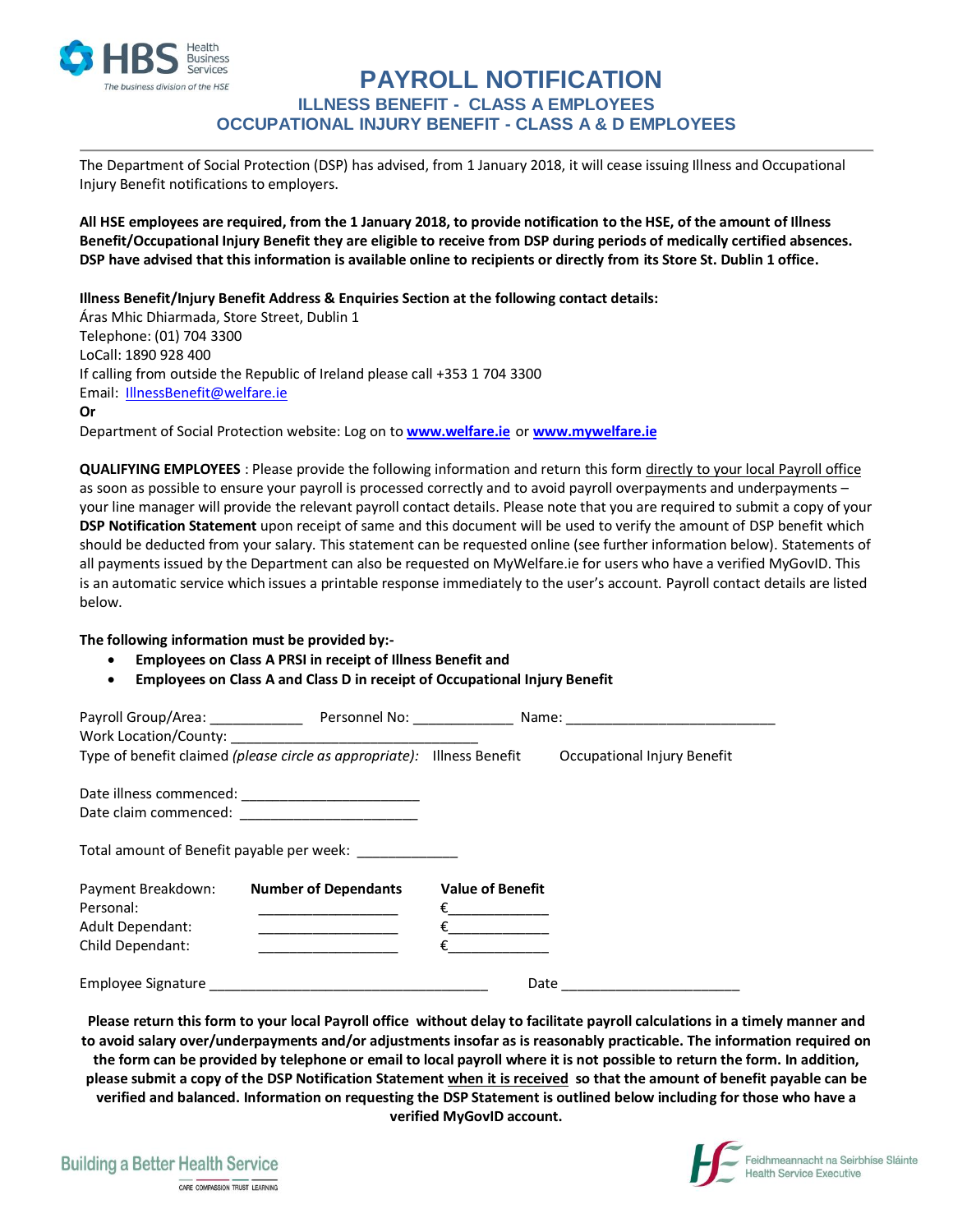# PAYROLL NOTIFICATION

### ILLNESS BENEFIT - CLASS A EMPLOYEES
### OCCUPATIONAL INJURY BENEFIT - CLASS A & D EMPLOYEES

The Department of Social Protection (DSP) has advised, from 1 January 2018, it will cease issuing Illness and Occupational Injury Benefit notifications to employers.

**All HSE employees are required, from the 1 January 2018, to provide notification to the HSE, of the amount of Illness Benefit/Occupational Injury Benefit they are eligible to receive from DSP during periods of medically certified absences. DSP have advised that this information is available online to recipients or directly from its Store St. Dublin 1 office.**

**Illness Benefit/Injury Benefit Address & Enquiries Section at the following contact details:**
Áras Mhic Dhiarmada, Store Street, Dublin 1
Telephone: (01) 704 3300
LoCall: 1890 928 400
If calling from outside the Republic of Ireland please call +353 1 704 3300
Email: IllnessBenefit@welfare.ie
**Or**
Department of Social Protection website: Log on to **www.welfare.ie** or **www.mywelfare.ie**

**QUALIFYING EMPLOYEES** : Please provide the following information and return this form directly to your local Payroll office as soon as possible to ensure your payroll is processed correctly and to avoid payroll overpayments and underpayments – your line manager will provide the relevant payroll contact details. Please note that you are required to submit a copy of your **DSP Notification Statement** upon receipt of same and this document will be used to verify the amount of DSP benefit which should be deducted from your salary. This statement can be requested online (see further information below). Statements of all payments issued by the Department can also be requested on MyWelfare.ie for users who have a verified MyGovID. This is an automatic service which issues a printable response immediately to the user's account. Payroll contact details are listed below.

**The following information must be provided by:-**

- **Employees on Class A PRSI in receipt of Illness Benefit and**
- **Employees on Class A and Class D in receipt of Occupational Injury Benefit**

Payroll Group/Area: ____________ Personnel No: _____________ Name: ___________________________
Work Location/County: _________________________________
Type of benefit claimed *(please circle as appropriate)*: Illness Benefit Occupational Injury Benefit

Date illness commenced: _______________________
Date claim commenced: _______________________

Total amount of Benefit payable per week: _____________

| Payment Breakdown: | **Number of Dependants** | **Value of Benefit** |
|---|---|---|
| Personal: | __________________ | €_____________ |
| Adult Dependant: | __________________ | €_____________ |
| Child Dependant: | __________________ | €_____________ |

Employee Signature _____________________________________ Date _______________________

**Please return this form to your local Payroll office without delay to facilitate payroll calculations in a timely manner and to avoid salary over/underpayments and/or adjustments insofar as is reasonably practicable. The information required on the form can be provided by telephone or email to local payroll where it is not possible to return the form. In addition, please submit a copy of the DSP Notification Statement when it is received so that the amount of benefit payable can be verified and balanced. Information on requesting the DSP Statement is outlined below including for those who have a verified MyGovID account.**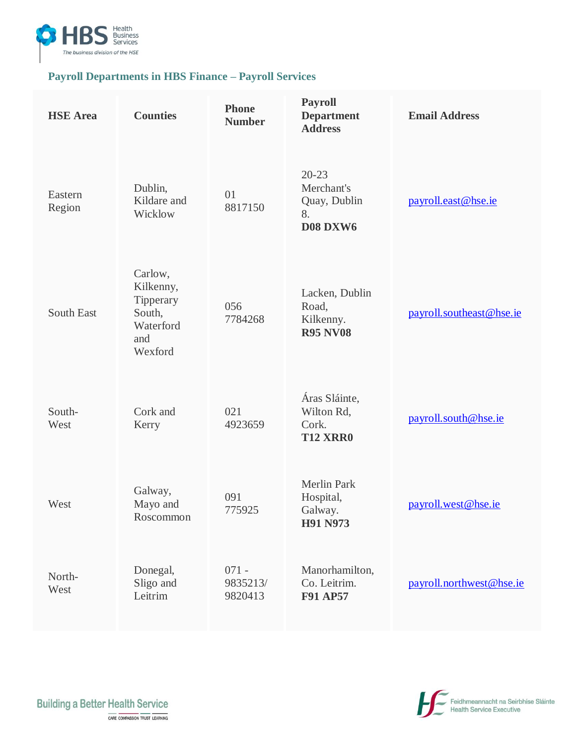## Payroll Departments in HBS Finance – Payroll Services

| HSE Area | Counties | Phone Number | Payroll Department Address | Email Address |
|---|---|---|---|---|
| Eastern Region | Dublin, Kildare and Wicklow | 01 8817150 | 20-23 Merchant's Quay, Dublin 8. **D08 DXW6** | payroll.east@hse.ie |
| South East | Carlow, Kilkenny, Tipperary South, Waterford and Wexford | 056 7784268 | Lacken, Dublin Road, Kilkenny. **R95 NV08** | payroll.southeast@hse.ie |
| South-West | Cork and Kerry | 021 4923659 | Áras Sláinte, Wilton Rd, Cork. **T12 XRR0** | payroll.south@hse.ie |
| West | Galway, Mayo and Roscommon | 091 775925 | Merlin Park Hospital, Galway. **H91 N973** | payroll.west@hse.ie |
| North-West | Donegal, Sligo and Leitrim | 071 - 9835213/ 9820413 | Manorhamilton, Co. Leitrim. **F91 AP57** | payroll.northwest@hse.ie |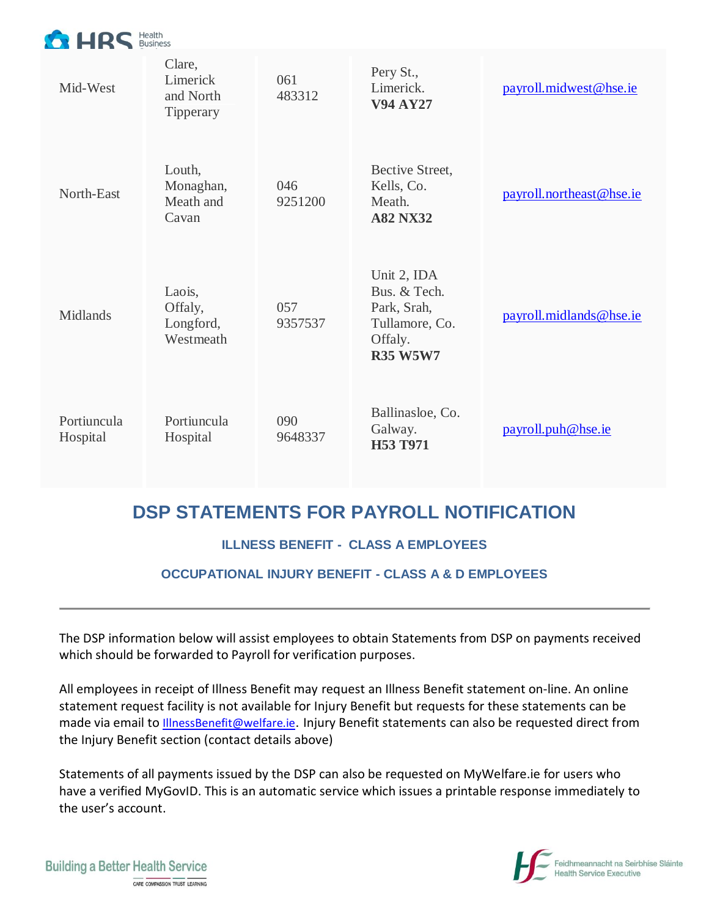| | | | | |
|---|---|---|---|---|
| Mid-West | Clare, Limerick and North Tipperary | 061 483312 | Pery St., Limerick. **V94 AY27** | payroll.midwest@hse.ie |
| North-East | Louth, Monaghan, Meath and Cavan | 046 9251200 | Bective Street, Kells, Co. Meath. **A82 NX32** | payroll.northeast@hse.ie |
| Midlands | Laois, Offaly, Longford, Westmeath | 057 9357537 | Unit 2, IDA Bus. & Tech. Park, Srah, Tullamore, Co. Offaly. **R35 W5W7** | payroll.midlands@hse.ie |
| Portiuncula Hospital | Portiuncula Hospital | 090 9648337 | Ballinasloe, Co. Galway. **H53 T971** | payroll.puh@hse.ie |

# DSP STATEMENTS FOR PAYROLL NOTIFICATION

### ILLNESS BENEFIT - CLASS A EMPLOYEES

### OCCUPATIONAL INJURY BENEFIT - CLASS A & D EMPLOYEES

---

The DSP information below will assist employees to obtain Statements from DSP on payments received which should be forwarded to Payroll for verification purposes.

All employees in receipt of Illness Benefit may request an Illness Benefit statement on-line. An online statement request facility is not available for Injury Benefit but requests for these statements can be made via email to IllnessBenefit@welfare.ie. Injury Benefit statements can also be requested direct from the Injury Benefit section (contact details above)

Statements of all payments issued by the DSP can also be requested on MyWelfare.ie for users who have a verified MyGovID. This is an automatic service which issues a printable response immediately to the user's account.